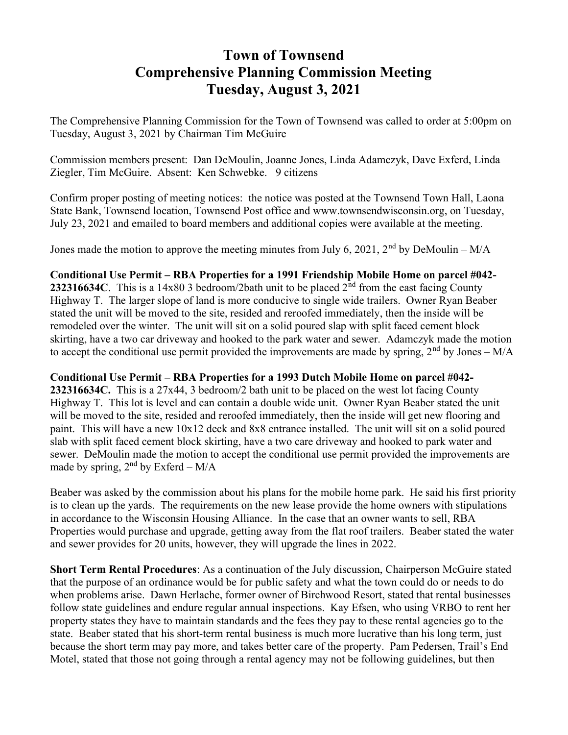# Town of Townsend
# Comprehensive Planning Commission Meeting
# Tuesday, August 3, 2021

The Comprehensive Planning Commission for the Town of Townsend was called to order at 5:00pm on Tuesday, August 3, 2021 by Chairman Tim McGuire

Commission members present: Dan DeMoulin, Joanne Jones, Linda Adamczyk, Dave Exferd, Linda Ziegler, Tim McGuire. Absent: Ken Schwebke. 9 citizens

Confirm proper posting of meeting notices: the notice was posted at the Townsend Town Hall, Laona State Bank, Townsend location, Townsend Post office and www.townsendwisconsin.org, on Tuesday, July 23, 2021 and emailed to board members and additional copies were available at the meeting.

Jones made the motion to approve the meeting minutes from July 6, 2021, 2nd by DeMoulin – M/A

**Conditional Use Permit – RBA Properties for a 1991 Friendship Mobile Home on parcel #042-232316634C**. This is a 14x80 3 bedroom/2bath unit to be placed 2nd from the east facing County Highway T. The larger slope of land is more conducive to single wide trailers. Owner Ryan Beaber stated the unit will be moved to the site, resided and reroofed immediately, then the inside will be remodeled over the winter. The unit will sit on a solid poured slap with split faced cement block skirting, have a two car driveway and hooked to the park water and sewer. Adamczyk made the motion to accept the conditional use permit provided the improvements are made by spring, 2nd by Jones – M/A

**Conditional Use Permit – RBA Properties for a 1993 Dutch Mobile Home on parcel #042-232316634C.** This is a 27x44, 3 bedroom/2 bath unit to be placed on the west lot facing County Highway T. This lot is level and can contain a double wide unit. Owner Ryan Beaber stated the unit will be moved to the site, resided and reroofed immediately, then the inside will get new flooring and paint. This will have a new 10x12 deck and 8x8 entrance installed. The unit will sit on a solid poured slab with split faced cement block skirting, have a two care driveway and hooked to park water and sewer. DeMoulin made the motion to accept the conditional use permit provided the improvements are made by spring, 2nd by Exferd – M/A

Beaber was asked by the commission about his plans for the mobile home park. He said his first priority is to clean up the yards. The requirements on the new lease provide the home owners with stipulations in accordance to the Wisconsin Housing Alliance. In the case that an owner wants to sell, RBA Properties would purchase and upgrade, getting away from the flat roof trailers. Beaber stated the water and sewer provides for 20 units, however, they will upgrade the lines in 2022.

**Short Term Rental Procedures**: As a continuation of the July discussion, Chairperson McGuire stated that the purpose of an ordinance would be for public safety and what the town could do or needs to do when problems arise. Dawn Herlache, former owner of Birchwood Resort, stated that rental businesses follow state guidelines and endure regular annual inspections. Kay Efsen, who using VRBO to rent her property states they have to maintain standards and the fees they pay to these rental agencies go to the state. Beaber stated that his short-term rental business is much more lucrative than his long term, just because the short term may pay more, and takes better care of the property. Pam Pedersen, Trail's End Motel, stated that those not going through a rental agency may not be following guidelines, but then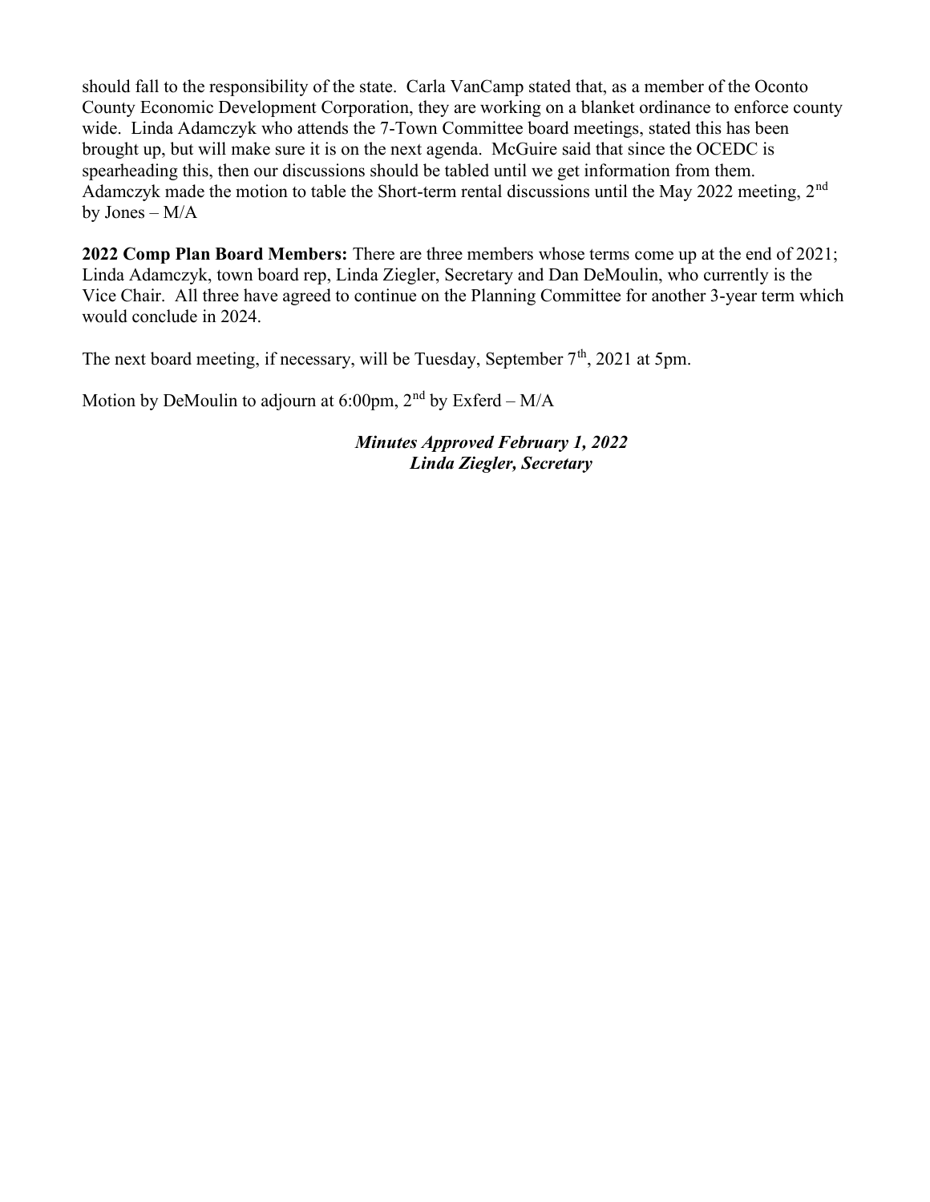should fall to the responsibility of the state. Carla VanCamp stated that, as a member of the Oconto County Economic Development Corporation, they are working on a blanket ordinance to enforce county wide. Linda Adamczyk who attends the 7-Town Committee board meetings, stated this has been brought up, but will make sure it is on the next agenda. McGuire said that since the OCEDC is spearheading this, then our discussions should be tabled until we get information from them. Adamczyk made the motion to table the Short-term rental discussions until the May 2022 meeting, 2nd by Jones – M/A

**2022 Comp Plan Board Members:** There are three members whose terms come up at the end of 2021; Linda Adamczyk, town board rep, Linda Ziegler, Secretary and Dan DeMoulin, who currently is the Vice Chair. All three have agreed to continue on the Planning Committee for another 3-year term which would conclude in 2024.

The next board meeting, if necessary, will be Tuesday, September 7th, 2021 at 5pm.

Motion by DeMoulin to adjourn at 6:00pm, 2nd by Exferd – M/A

***Minutes Approved February 1, 2022***
***Linda Ziegler, Secretary***